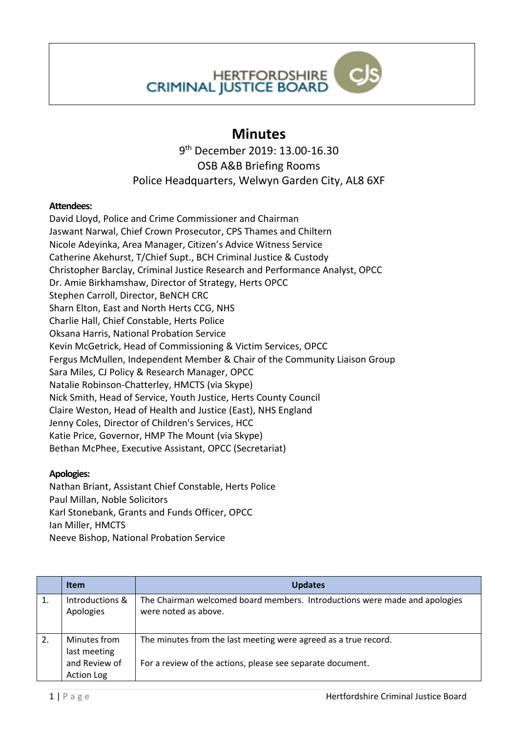HERTFORDSHIRE CRIMINAL JUSTICE BOARD

# Minutes

9th December 2019: 13.00-16.30
OSB A&B Briefing Rooms
Police Headquarters, Welwyn Garden City, AL8 6XF

**Attendees:**
David Lloyd, Police and Crime Commissioner and Chairman
Jaswant Narwal, Chief Crown Prosecutor, CPS Thames and Chiltern
Nicole Adeyinka, Area Manager, Citizen's Advice Witness Service
Catherine Akehurst, T/Chief Supt., BCH Criminal Justice & Custody
Christopher Barclay, Criminal Justice Research and Performance Analyst, OPCC
Dr. Amie Birkhamshaw, Director of Strategy, Herts OPCC
Stephen Carroll, Director, BeNCH CRC
Sharn Elton, East and North Herts CCG, NHS
Charlie Hall, Chief Constable, Herts Police
Oksana Harris, National Probation Service
Kevin McGetrick, Head of Commissioning & Victim Services, OPCC
Fergus McMullen, Independent Member & Chair of the Community Liaison Group
Sara Miles, CJ Policy & Research Manager, OPCC
Natalie Robinson-Chatterley, HMCTS (via Skype)
Nick Smith, Head of Service, Youth Justice, Herts County Council
Claire Weston, Head of Health and Justice (East), NHS England
Jenny Coles, Director of Children's Services, HCC
Katie Price, Governor, HMP The Mount (via Skype)
Bethan McPhee, Executive Assistant, OPCC (Secretariat)

**Apologies:**
Nathan Briant, Assistant Chief Constable, Herts Police
Paul Millan, Noble Solicitors
Karl Stonebank, Grants and Funds Officer, OPCC
Ian Miller, HMCTS
Neeve Bishop, National Probation Service

| | Item | Updates |
|---|---|---|
| 1. | Introductions & Apologies | The Chairman welcomed board members. Introductions were made and apologies were noted as above. |
| 2. | Minutes from last meeting and Review of Action Log | The minutes from the last meeting were agreed as a true record.<br><br>For a review of the actions, please see separate document. |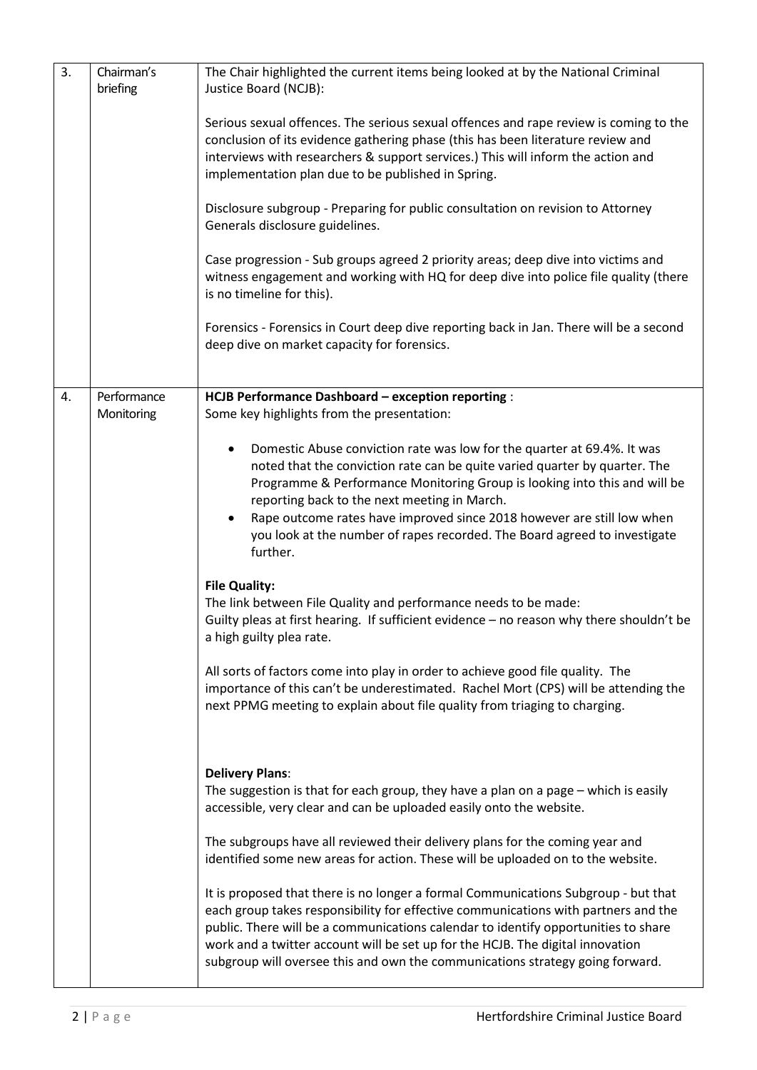| 3. | Chairman's briefing | The Chair highlighted the current items being looked at by the National Criminal Justice Board (NCJB):<br><br>Serious sexual offences. The serious sexual offences and rape review is coming to the conclusion of its evidence gathering phase (this has been literature review and interviews with researchers & support services.) This will inform the action and implementation plan due to be published in Spring.<br><br>Disclosure subgroup - Preparing for public consultation on revision to Attorney Generals disclosure guidelines.<br><br>Case progression - Sub groups agreed 2 priority areas; deep dive into victims and witness engagement and working with HQ for deep dive into police file quality (there is no timeline for this).<br><br>Forensics - Forensics in Court deep dive reporting back in Jan. There will be a second deep dive on market capacity for forensics. |
|---|---|---|
| 4. | Performance Monitoring | **HCJB Performance Dashboard – exception reporting** :<br>Some key highlights from the presentation:<br><br>• Domestic Abuse conviction rate was low for the quarter at 69.4%. It was noted that the conviction rate can be quite varied quarter by quarter. The Programme & Performance Monitoring Group is looking into this and will be reporting back to the next meeting in March.<br>• Rape outcome rates have improved since 2018 however are still low when you look at the number of rapes recorded. The Board agreed to investigate further.<br><br>**File Quality:**<br>The link between File Quality and performance needs to be made:<br>Guilty pleas at first hearing. If sufficient evidence – no reason why there shouldn't be a high guilty plea rate.<br><br>All sorts of factors come into play in order to achieve good file quality. The importance of this can't be underestimated. Rachel Mort (CPS) will be attending the next PPMG meeting to explain about file quality from triaging to charging.<br><br>**Delivery Plans**:<br>The suggestion is that for each group, they have a plan on a page – which is easily accessible, very clear and can be uploaded easily onto the website.<br><br>The subgroups have all reviewed their delivery plans for the coming year and identified some new areas for action. These will be uploaded on to the website.<br><br>It is proposed that there is no longer a formal Communications Subgroup - but that each group takes responsibility for effective communications with partners and the public. There will be a communications calendar to identify opportunities to share work and a twitter account will be set up for the HCJB. The digital innovation subgroup will oversee this and own the communications strategy going forward. |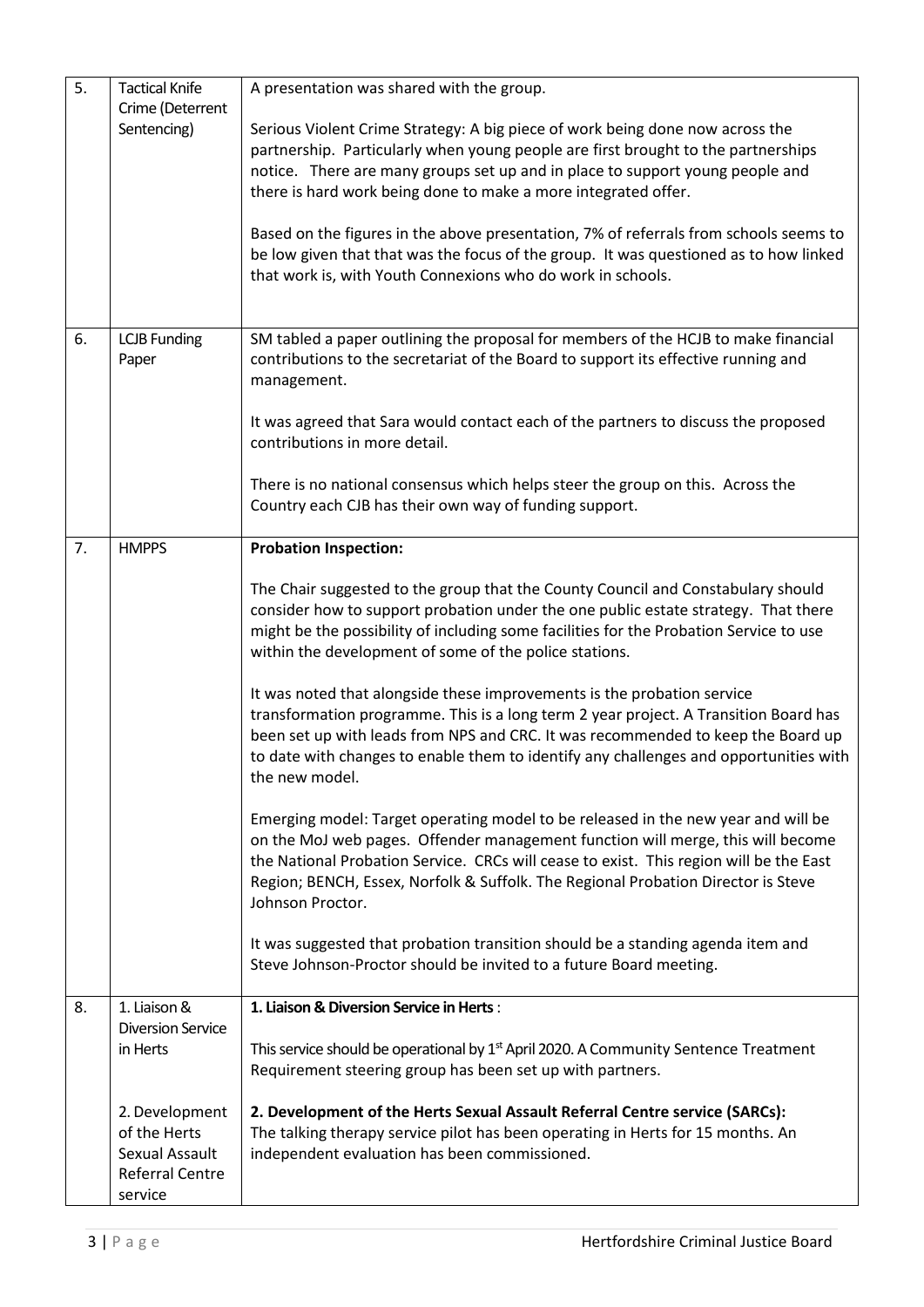| | | |
|---|---|---|
| 5. | Tactical Knife Crime (Deterrent Sentencing) | A presentation was shared with the group.<br><br>Serious Violent Crime Strategy: A big piece of work being done now across the partnership. Particularly when young people are first brought to the partnerships notice. There are many groups set up and in place to support young people and there is hard work being done to make a more integrated offer.<br><br>Based on the figures in the above presentation, 7% of referrals from schools seems to be low given that that was the focus of the group. It was questioned as to how linked that work is, with Youth Connexions who do work in schools. |
| 6. | LCJB Funding Paper | SM tabled a paper outlining the proposal for members of the HCJB to make financial contributions to the secretariat of the Board to support its effective running and management.<br><br>It was agreed that Sara would contact each of the partners to discuss the proposed contributions in more detail.<br><br>There is no national consensus which helps steer the group on this. Across the Country each CJB has their own way of funding support. |
| 7. | HMPPS | **Probation Inspection:**<br><br>The Chair suggested to the group that the County Council and Constabulary should consider how to support probation under the one public estate strategy. That there might be the possibility of including some facilities for the Probation Service to use within the development of some of the police stations.<br><br>It was noted that alongside these improvements is the probation service transformation programme. This is a long term 2 year project. A Transition Board has been set up with leads from NPS and CRC. It was recommended to keep the Board up to date with changes to enable them to identify any challenges and opportunities with the new model.<br><br>Emerging model: Target operating model to be released in the new year and will be on the MoJ web pages. Offender management function will merge, this will become the National Probation Service. CRCs will cease to exist. This region will be the East Region; BENCH, Essex, Norfolk & Suffolk. The Regional Probation Director is Steve Johnson Proctor.<br><br>It was suggested that probation transition should be a standing agenda item and Steve Johnson-Proctor should be invited to a future Board meeting. |
| 8. | 1. Liaison & Diversion Service in Herts<br><br>2. Development of the Herts Sexual Assault Referral Centre service | **1. Liaison & Diversion Service in Herts** :<br><br>This service should be operational by 1st April 2020. A Community Sentence Treatment Requirement steering group has been set up with partners.<br><br>**2. Development of the Herts Sexual Assault Referral Centre service (SARCs):**<br>The talking therapy service pilot has been operating in Herts for 15 months. An independent evaluation has been commissioned. |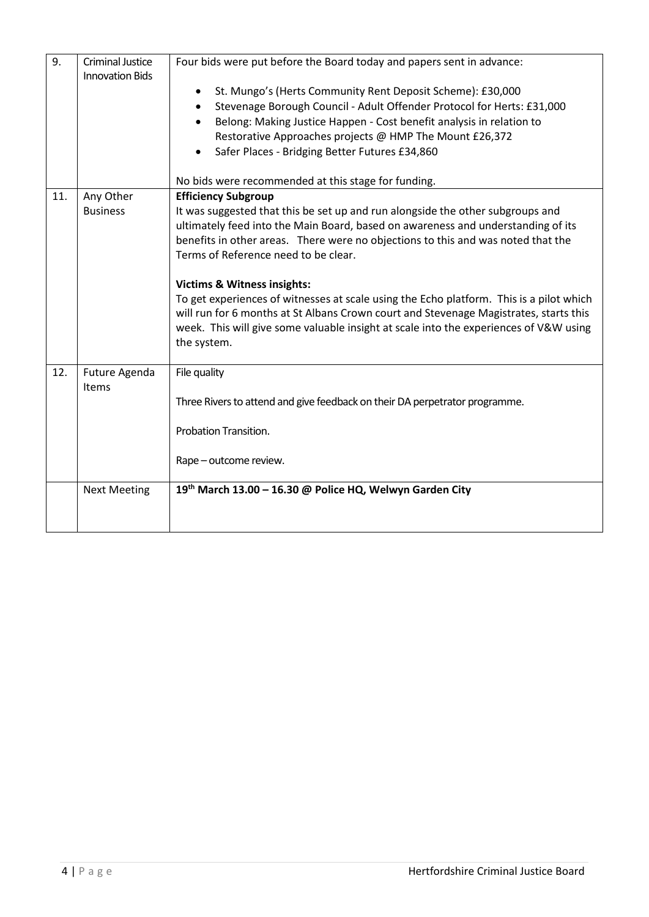| | | |
|---|---|---|
| 9. | Criminal Justice Innovation Bids | Four bids were put before the Board today and papers sent in advance:<br><br>• St. Mungo's (Herts Community Rent Deposit Scheme): £30,000<br>• Stevenage Borough Council - Adult Offender Protocol for Herts: £31,000<br>• Belong: Making Justice Happen - Cost benefit analysis in relation to Restorative Approaches projects @ HMP The Mount £26,372<br>• Safer Places - Bridging Better Futures £34,860<br><br>No bids were recommended at this stage for funding. |
| 11. | Any Other Business | **Efficiency Subgroup**<br>It was suggested that this be set up and run alongside the other subgroups and ultimately feed into the Main Board, based on awareness and understanding of its benefits in other areas. There were no objections to this and was noted that the Terms of Reference need to be clear.<br><br>**Victims & Witness insights:**<br>To get experiences of witnesses at scale using the Echo platform. This is a pilot which will run for 6 months at St Albans Crown court and Stevenage Magistrates, starts this week. This will give some valuable insight at scale into the experiences of V&W using the system. |
| 12. | Future Agenda Items | File quality<br><br>Three Rivers to attend and give feedback on their DA perpetrator programme.<br><br>Probation Transition.<br><br>Rape – outcome review. |
| | Next Meeting | **19th March 13.00 – 16.30 @ Police HQ, Welwyn Garden City** |